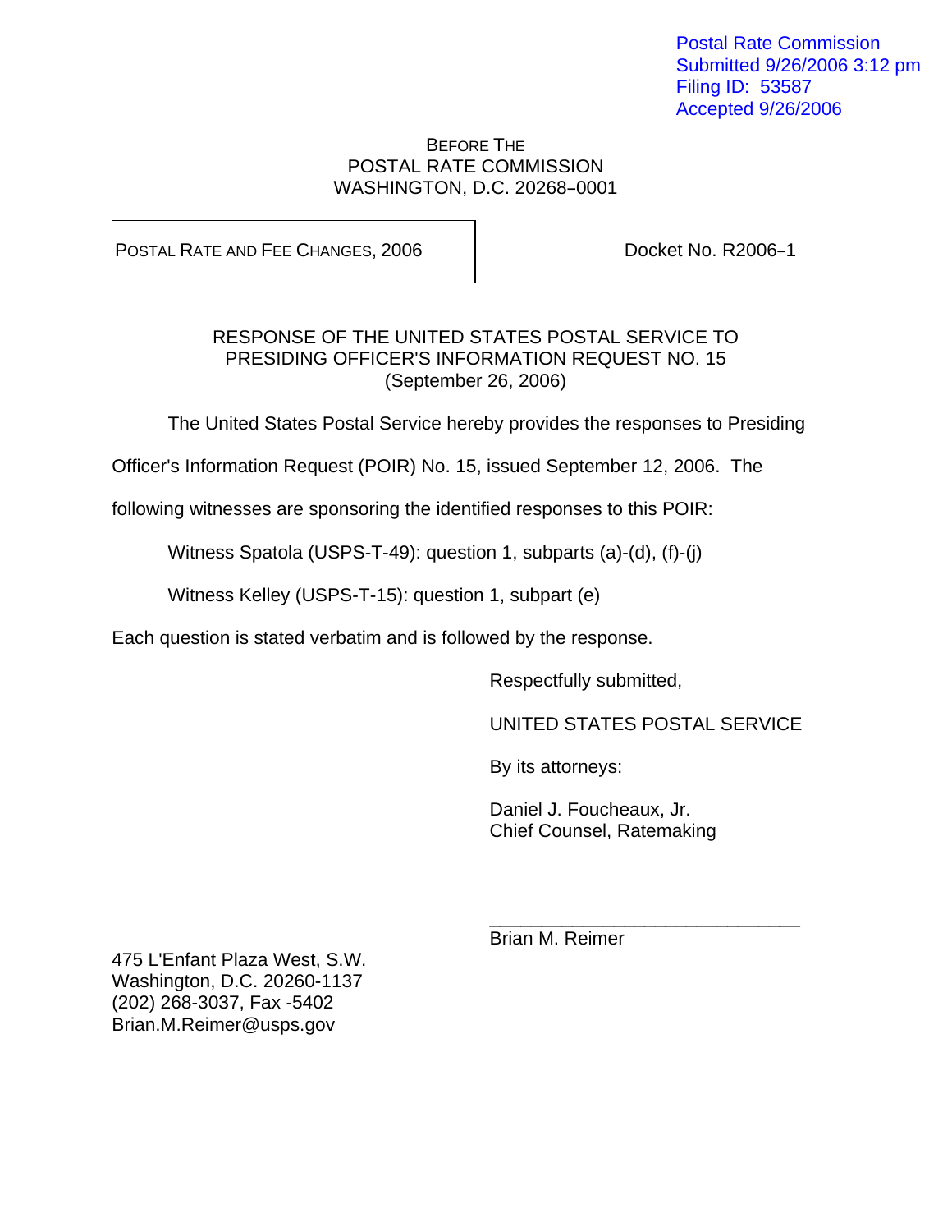Postal Rate Commission
Submitted 9/26/2006 3:12 pm
Filing ID: 53587
Accepted 9/26/2006

BEFORE THE
POSTAL RATE COMMISSION
WASHINGTON, D.C. 20268–0001

| POSTAL RATE AND FEE CHANGES, 2006 | Docket No. R2006–1 |
|---|---|

RESPONSE OF THE UNITED STATES POSTAL SERVICE TO
PRESIDING OFFICER'S INFORMATION REQUEST NO. 15
(September 26, 2006)

The United States Postal Service hereby provides the responses to Presiding Officer's Information Request (POIR) No. 15, issued September 12, 2006. The following witnesses are sponsoring the identified responses to this POIR:

Witness Spatola (USPS-T-49): question 1, subparts (a)-(d), (f)-(j)

Witness Kelley (USPS-T-15): question 1, subpart (e)

Each question is stated verbatim and is followed by the response.

Respectfully submitted,

UNITED STATES POSTAL SERVICE

By its attorneys:

Daniel J. Foucheaux, Jr.
Chief Counsel, Ratemaking

\_\_\_\_\_\_\_\_\_\_\_\_\_\_\_\_\_\_\_\_\_\_\_\_\_\_\_\_\_\_
Brian M. Reimer

475 L'Enfant Plaza West, S.W.
Washington, D.C. 20260-1137
(202) 268-3037, Fax -5402
Brian.M.Reimer@usps.gov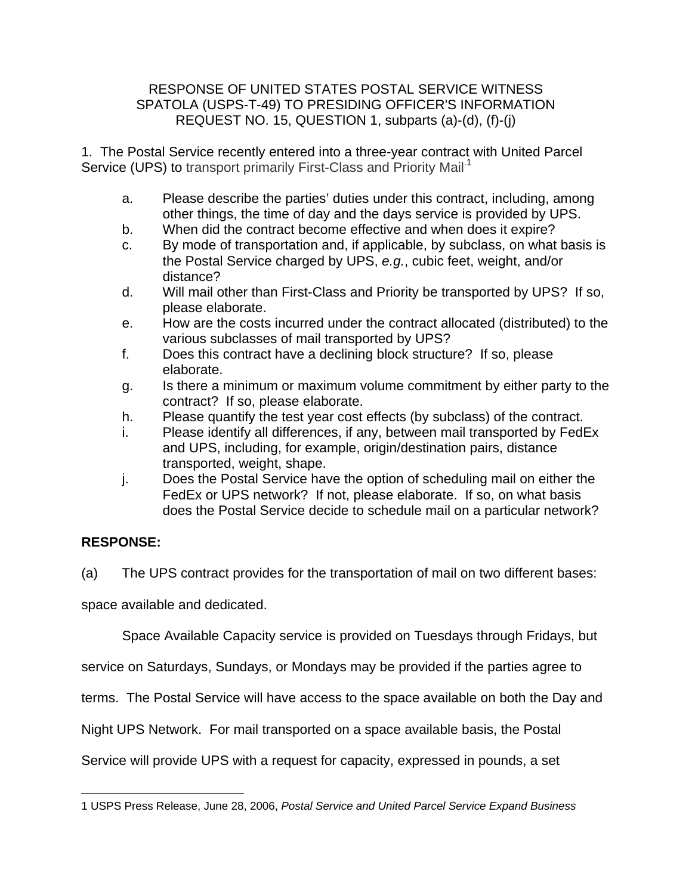RESPONSE OF UNITED STATES POSTAL SERVICE WITNESS SPATOLA (USPS-T-49) TO PRESIDING OFFICER'S INFORMATION REQUEST NO. 15, QUESTION 1, subparts (a)-(d), (f)-(j)

1. The Postal Service recently entered into a three-year contract with United Parcel Service (UPS) to transport primarily First-Class and Priority Mail.[1]

a. Please describe the parties' duties under this contract, including, among other things, the time of day and the days service is provided by UPS.
b. When did the contract become effective and when does it expire?
c. By mode of transportation and, if applicable, by subclass, on what basis is the Postal Service charged by UPS, *e.g.*, cubic feet, weight, and/or distance?
d. Will mail other than First-Class and Priority be transported by UPS? If so, please elaborate.
e. How are the costs incurred under the contract allocated (distributed) to the various subclasses of mail transported by UPS?
f. Does this contract have a declining block structure? If so, please elaborate.
g. Is there a minimum or maximum volume commitment by either party to the contract? If so, please elaborate.
h. Please quantify the test year cost effects (by subclass) of the contract.
i. Please identify all differences, if any, between mail transported by FedEx and UPS, including, for example, origin/destination pairs, distance transported, weight, shape.
j. Does the Postal Service have the option of scheduling mail on either the FedEx or UPS network? If not, please elaborate. If so, on what basis does the Postal Service decide to schedule mail on a particular network?

**RESPONSE:**

(a) The UPS contract provides for the transportation of mail on two different bases: space available and dedicated.

Space Available Capacity service is provided on Tuesdays through Fridays, but service on Saturdays, Sundays, or Mondays may be provided if the parties agree to terms. The Postal Service will have access to the space available on both the Day and Night UPS Network. For mail transported on a space available basis, the Postal Service will provide UPS with a request for capacity, expressed in pounds, a set

1 USPS Press Release, June 28, 2006, *Postal Service and United Parcel Service Expand Business*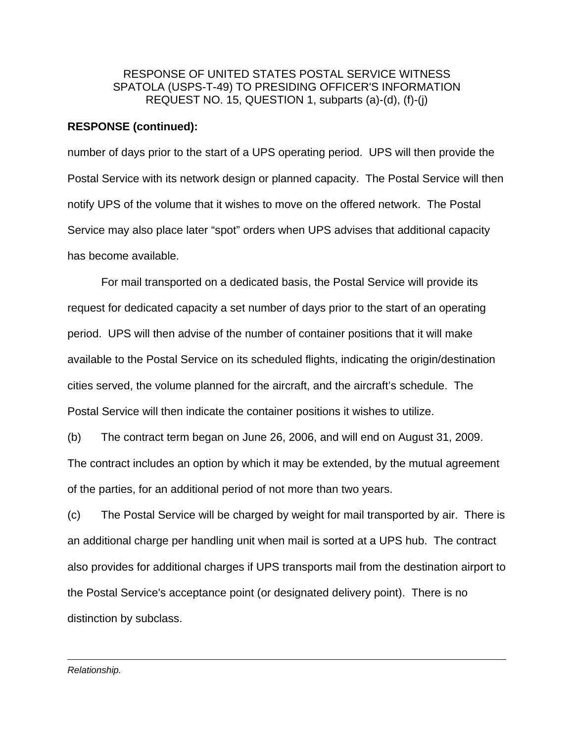RESPONSE OF UNITED STATES POSTAL SERVICE WITNESS SPATOLA (USPS-T-49) TO PRESIDING OFFICER'S INFORMATION REQUEST NO. 15, QUESTION 1, subparts (a)-(d), (f)-(j)

**RESPONSE (continued):**

number of days prior to the start of a UPS operating period. UPS will then provide the Postal Service with its network design or planned capacity. The Postal Service will then notify UPS of the volume that it wishes to move on the offered network. The Postal Service may also place later "spot" orders when UPS advises that additional capacity has become available.

For mail transported on a dedicated basis, the Postal Service will provide its request for dedicated capacity a set number of days prior to the start of an operating period. UPS will then advise of the number of container positions that it will make available to the Postal Service on its scheduled flights, indicating the origin/destination cities served, the volume planned for the aircraft, and the aircraft's schedule. The Postal Service will then indicate the container positions it wishes to utilize.

(b) The contract term began on June 26, 2006, and will end on August 31, 2009. The contract includes an option by which it may be extended, by the mutual agreement of the parties, for an additional period of not more than two years.

(c) The Postal Service will be charged by weight for mail transported by air. There is an additional charge per handling unit when mail is sorted at a UPS hub. The contract also provides for additional charges if UPS transports mail from the destination airport to the Postal Service's acceptance point (or designated delivery point). There is no distinction by subclass.

---

*Relationship.*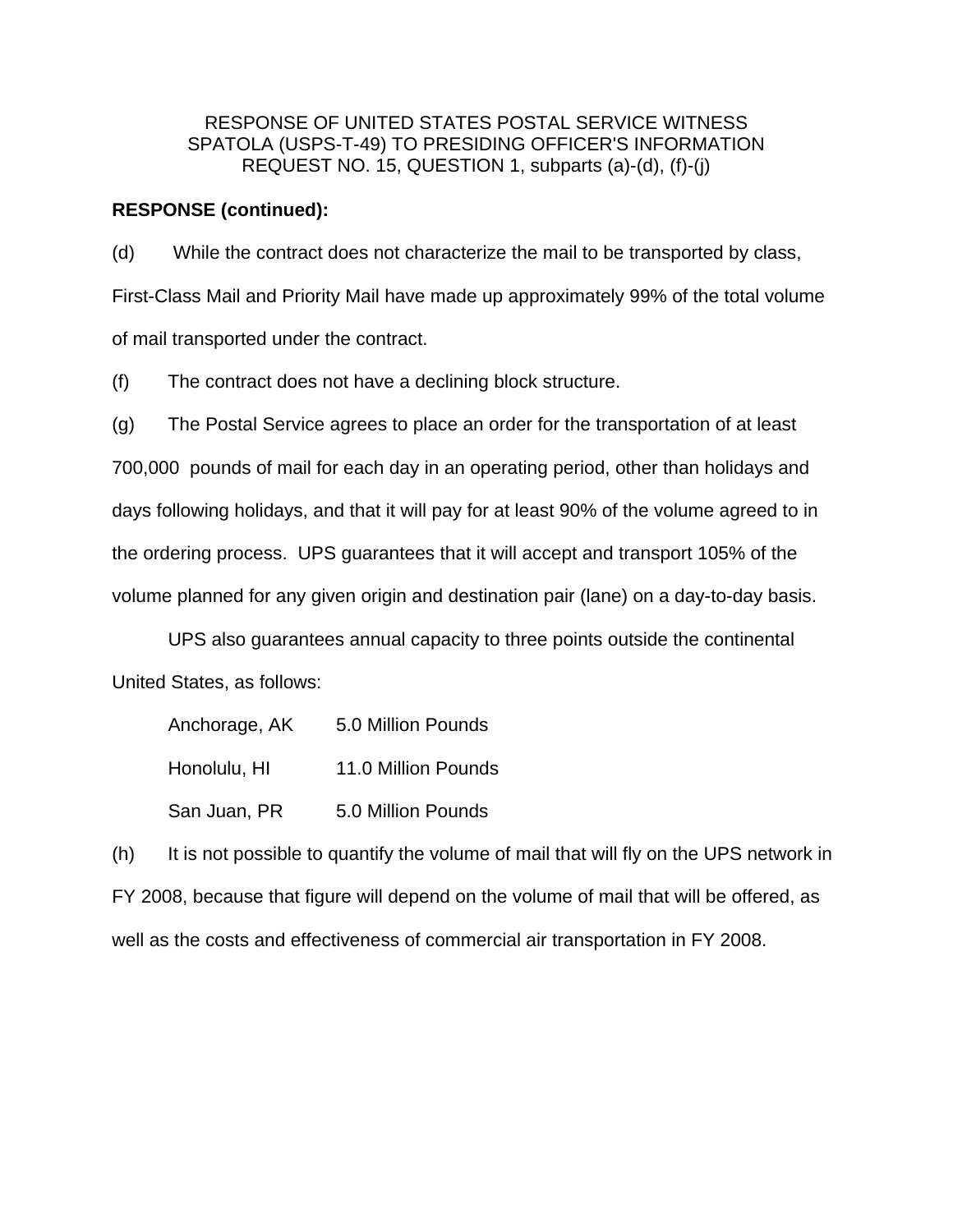RESPONSE OF UNITED STATES POSTAL SERVICE WITNESS SPATOLA (USPS-T-49) TO PRESIDING OFFICER'S INFORMATION REQUEST NO. 15, QUESTION 1, subparts (a)-(d), (f)-(j)

**RESPONSE (continued):**

(d) While the contract does not characterize the mail to be transported by class, First-Class Mail and Priority Mail have made up approximately 99% of the total volume of mail transported under the contract.

(f) The contract does not have a declining block structure.

(g) The Postal Service agrees to place an order for the transportation of at least 700,000 pounds of mail for each day in an operating period, other than holidays and days following holidays, and that it will pay for at least 90% of the volume agreed to in the ordering process. UPS guarantees that it will accept and transport 105% of the volume planned for any given origin and destination pair (lane) on a day-to-day basis.

UPS also guarantees annual capacity to three points outside the continental United States, as follows:

| | |
|---|---|
| Anchorage, AK | 5.0 Million Pounds |
| Honolulu, HI | 11.0 Million Pounds |
| San Juan, PR | 5.0 Million Pounds |

(h) It is not possible to quantify the volume of mail that will fly on the UPS network in FY 2008, because that figure will depend on the volume of mail that will be offered, as well as the costs and effectiveness of commercial air transportation in FY 2008.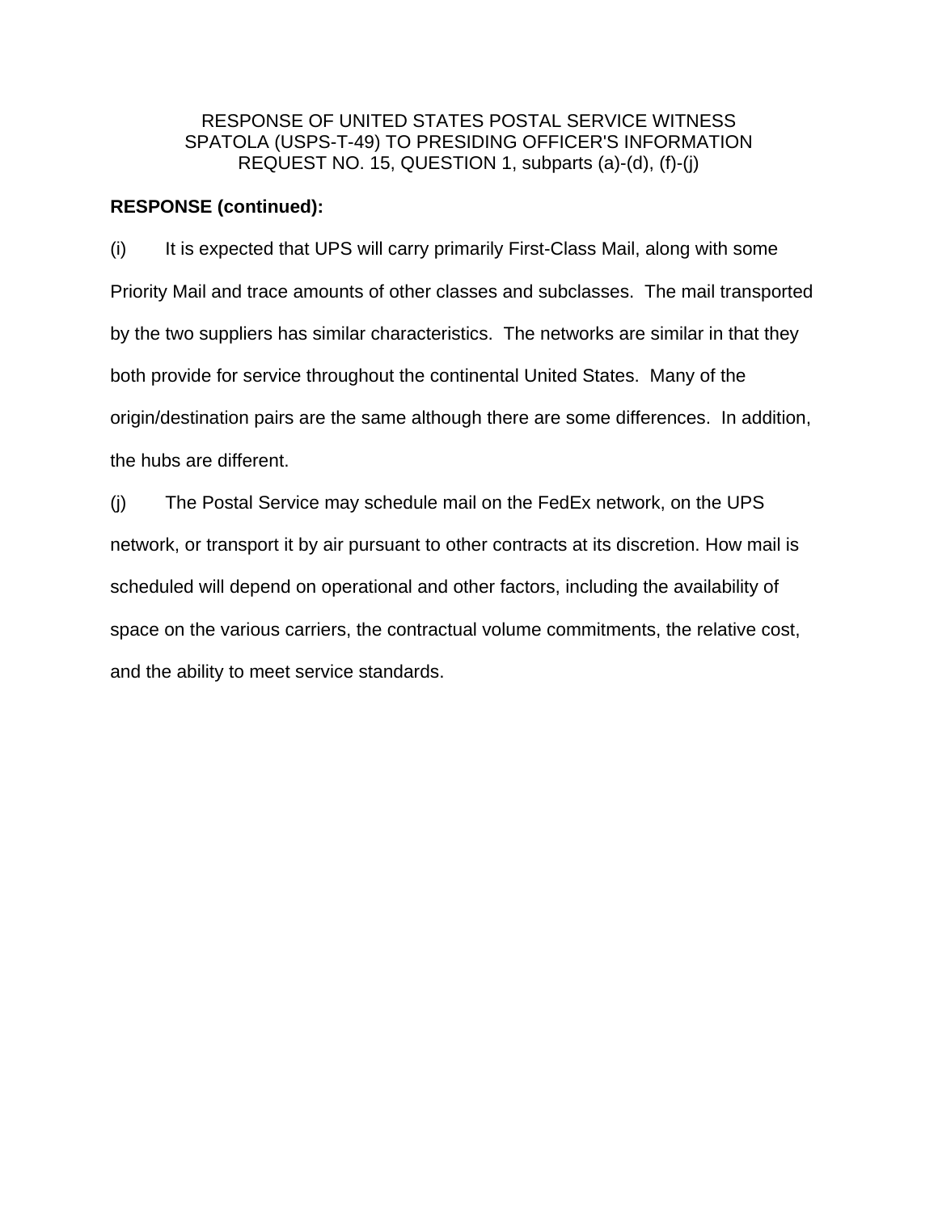RESPONSE OF UNITED STATES POSTAL SERVICE WITNESS SPATOLA (USPS-T-49) TO PRESIDING OFFICER'S INFORMATION REQUEST NO. 15, QUESTION 1, subparts (a)-(d), (f)-(j)

**RESPONSE (continued):**

(i) It is expected that UPS will carry primarily First-Class Mail, along with some Priority Mail and trace amounts of other classes and subclasses. The mail transported by the two suppliers has similar characteristics. The networks are similar in that they both provide for service throughout the continental United States. Many of the origin/destination pairs are the same although there are some differences. In addition, the hubs are different.

(j) The Postal Service may schedule mail on the FedEx network, on the UPS network, or transport it by air pursuant to other contracts at its discretion. How mail is scheduled will depend on operational and other factors, including the availability of space on the various carriers, the contractual volume commitments, the relative cost, and the ability to meet service standards.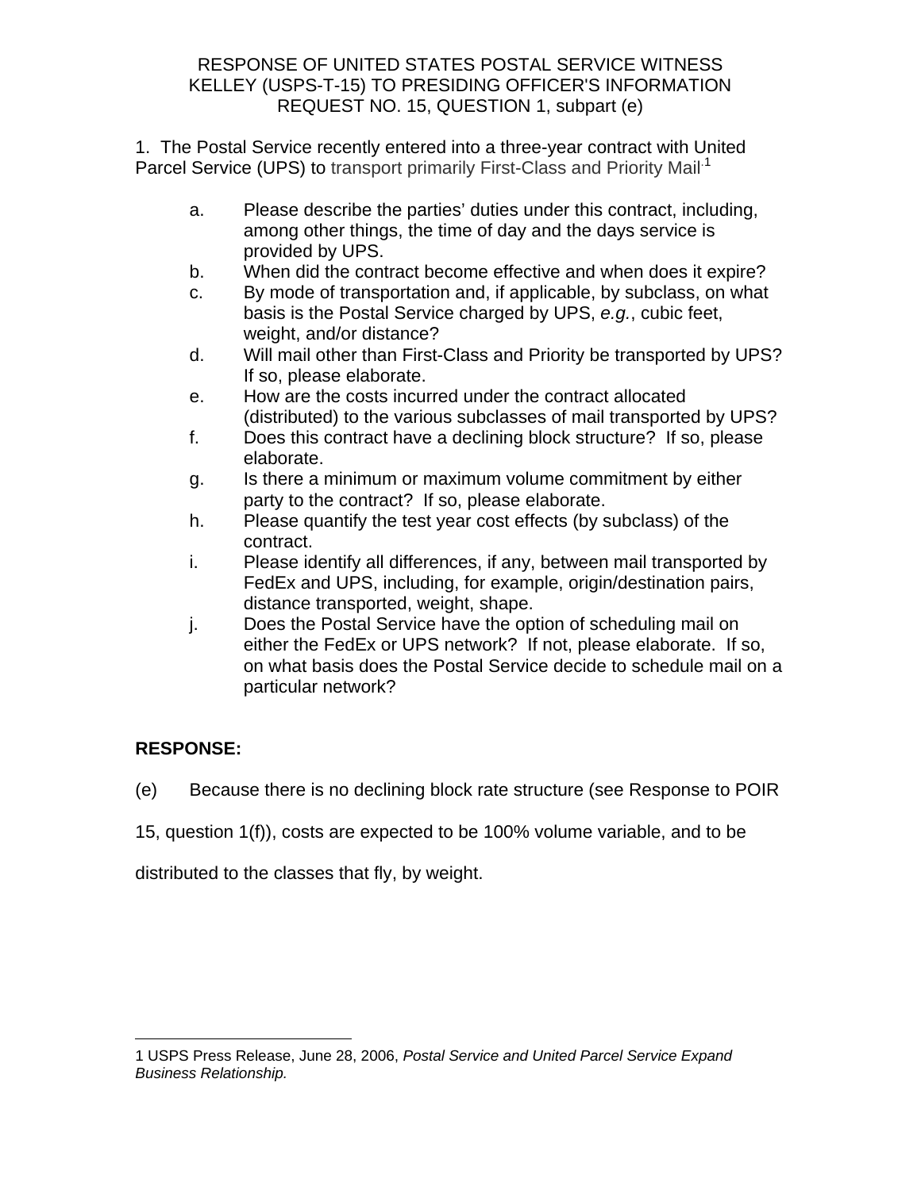RESPONSE OF UNITED STATES POSTAL SERVICE WITNESS KELLEY (USPS-T-15) TO PRESIDING OFFICER'S INFORMATION REQUEST NO. 15, QUESTION 1, subpart (e)

1. The Postal Service recently entered into a three-year contract with United Parcel Service (UPS) to transport primarily First-Class and Priority Mail.[1]

a. Please describe the parties' duties under this contract, including, among other things, the time of day and the days service is provided by UPS.
b. When did the contract become effective and when does it expire?
c. By mode of transportation and, if applicable, by subclass, on what basis is the Postal Service charged by UPS, *e.g.*, cubic feet, weight, and/or distance?
d. Will mail other than First-Class and Priority be transported by UPS? If so, please elaborate.
e. How are the costs incurred under the contract allocated (distributed) to the various subclasses of mail transported by UPS?
f. Does this contract have a declining block structure? If so, please elaborate.
g. Is there a minimum or maximum volume commitment by either party to the contract? If so, please elaborate.
h. Please quantify the test year cost effects (by subclass) of the contract.
i. Please identify all differences, if any, between mail transported by FedEx and UPS, including, for example, origin/destination pairs, distance transported, weight, shape.
j. Does the Postal Service have the option of scheduling mail on either the FedEx or UPS network? If not, please elaborate. If so, on what basis does the Postal Service decide to schedule mail on a particular network?

**RESPONSE:**

(e) Because there is no declining block rate structure (see Response to POIR 15, question 1(f)), costs are expected to be 100% volume variable, and to be distributed to the classes that fly, by weight.

---

1 USPS Press Release, June 28, 2006, *Postal Service and United Parcel Service Expand Business Relationship.*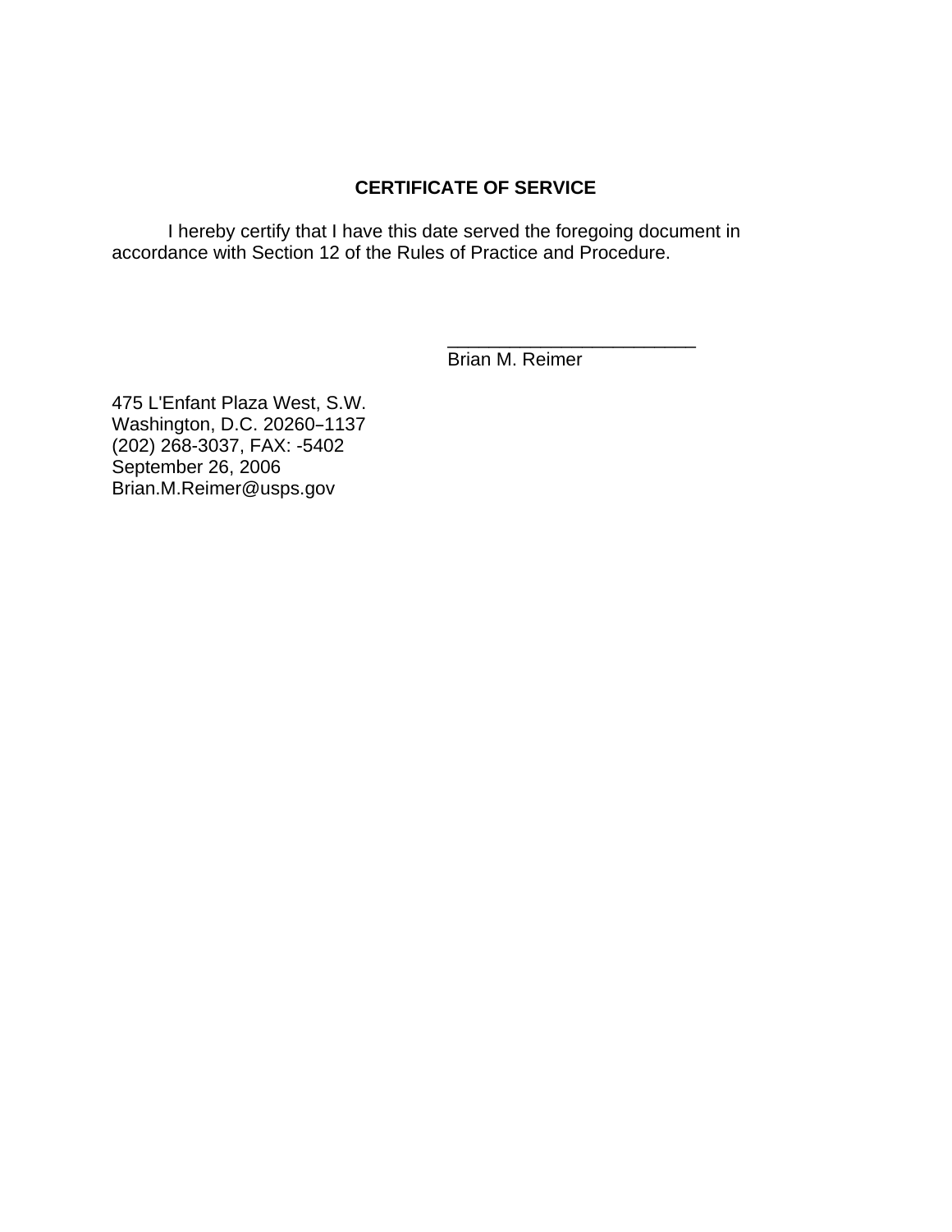## CERTIFICATE OF SERVICE

I hereby certify that I have this date served the foregoing document in accordance with Section 12 of the Rules of Practice and Procedure.

________________________
Brian M. Reimer

475 L'Enfant Plaza West, S.W.
Washington, D.C. 20260–1137
(202) 268-3037, FAX: -5402
September 26, 2006
Brian.M.Reimer@usps.gov